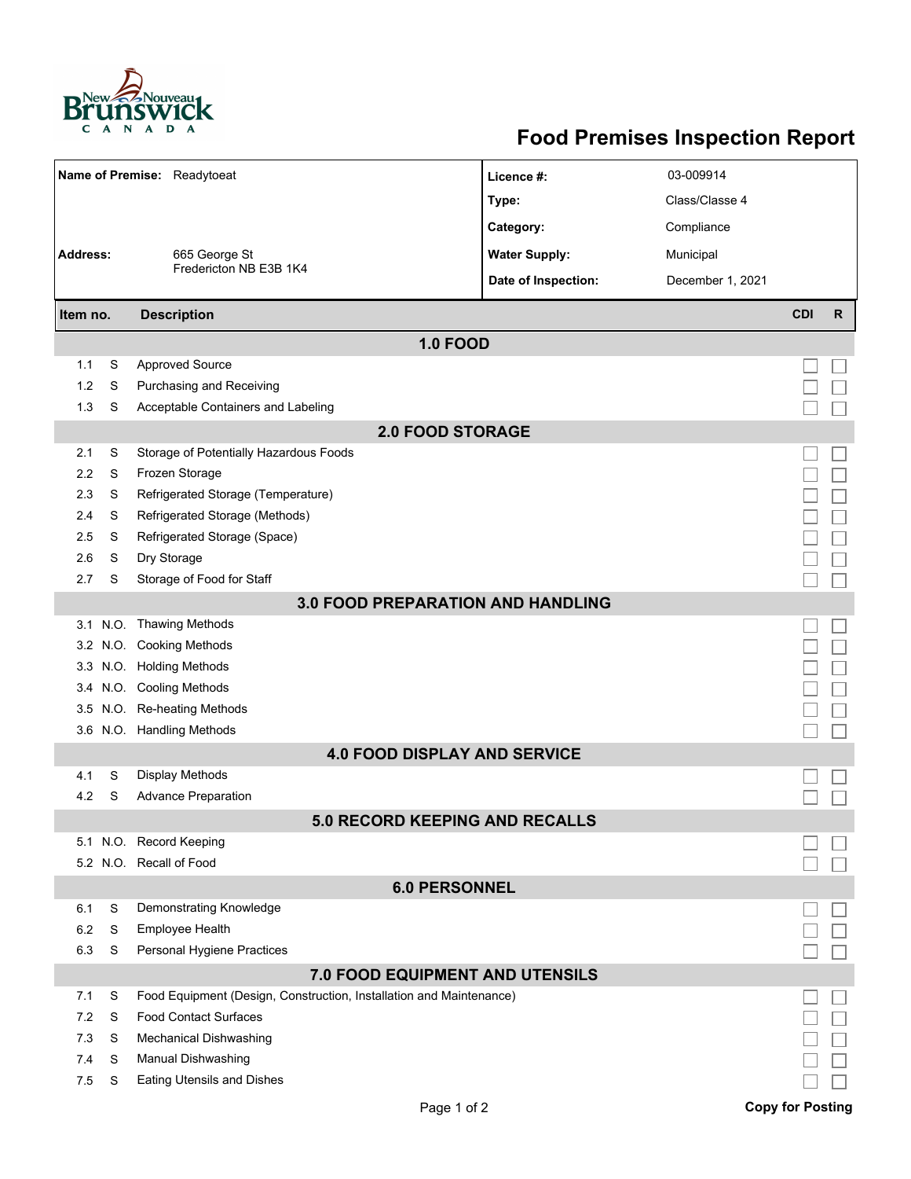# Food Premises Inspection Report

| | | | |
|---|---|---|---|
| **Name of Premise:** | Readytoeat | **Licence #:** | 03-009914 |
| | | **Type:** | Class/Classe 4 |
| | | **Category:** | Compliance |
| **Address:** | 665 George St<br>Fredericton NB E3B 1K4 | **Water Supply:** | Municipal |
| | | **Date of Inspection:** | December 1, 2021 |

| Item no. | | Description | CDI | R |
|---|---|---|---|---|
| | | **1.0 FOOD** | | |
| 1.1 | S | Approved Source | ☐ | ☐ |
| 1.2 | S | Purchasing and Receiving | ☐ | ☐ |
| 1.3 | S | Acceptable Containers and Labeling | ☐ | ☐ |
| | | **2.0 FOOD STORAGE** | | |
| 2.1 | S | Storage of Potentially Hazardous Foods | ☐ | ☐ |
| 2.2 | S | Frozen Storage | ☐ | ☐ |
| 2.3 | S | Refrigerated Storage (Temperature) | ☐ | ☐ |
| 2.4 | S | Refrigerated Storage (Methods) | ☐ | ☐ |
| 2.5 | S | Refrigerated Storage (Space) | ☐ | ☐ |
| 2.6 | S | Dry Storage | ☐ | ☐ |
| 2.7 | S | Storage of Food for Staff | ☐ | ☐ |
| | | **3.0 FOOD PREPARATION AND HANDLING** | | |
| 3.1 | N.O. | Thawing Methods | ☐ | ☐ |
| 3.2 | N.O. | Cooking Methods | ☐ | ☐ |
| 3.3 | N.O. | Holding Methods | ☐ | ☐ |
| 3.4 | N.O. | Cooling Methods | ☐ | ☐ |
| 3.5 | N.O. | Re-heating Methods | ☐ | ☐ |
| 3.6 | N.O. | Handling Methods | ☐ | ☐ |
| | | **4.0 FOOD DISPLAY AND SERVICE** | | |
| 4.1 | S | Display Methods | ☐ | ☐ |
| 4.2 | S | Advance Preparation | ☐ | ☐ |
| | | **5.0 RECORD KEEPING AND RECALLS** | | |
| 5.1 | N.O. | Record Keeping | ☐ | ☐ |
| 5.2 | N.O. | Recall of Food | ☐ | ☐ |
| | | **6.0 PERSONNEL** | | |
| 6.1 | S | Demonstrating Knowledge | ☐ | ☐ |
| 6.2 | S | Employee Health | ☐ | ☐ |
| 6.3 | S | Personal Hygiene Practices | ☐ | ☐ |
| | | **7.0 FOOD EQUIPMENT AND UTENSILS** | | |
| 7.1 | S | Food Equipment (Design, Construction, Installation and Maintenance) | ☐ | ☐ |
| 7.2 | S | Food Contact Surfaces | ☐ | ☐ |
| 7.3 | S | Mechanical Dishwashing | ☐ | ☐ |
| 7.4 | S | Manual Dishwashing | ☐ | ☐ |
| 7.5 | S | Eating Utensils and Dishes | ☐ | ☐ |

**Copy for Posting**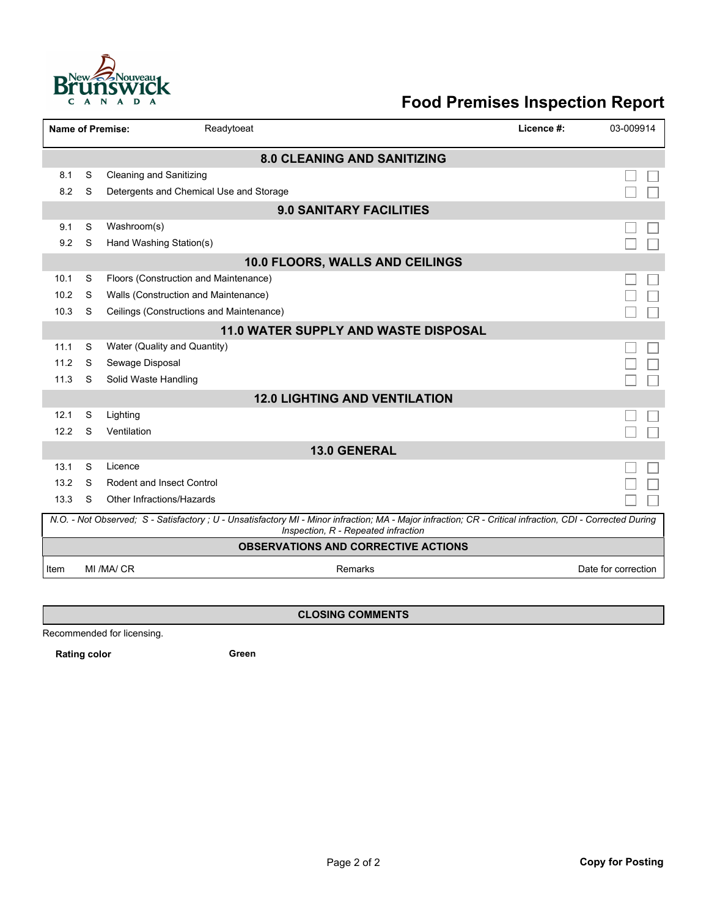# Food Premises Inspection Report

| **Name of Premise:** | Readytoeat | **Licence #:** | 03-009914 |
|---|---|---|---|

## 8.0 CLEANING AND SANITIZING

| | | | | |
|---|---|---|---|---|
| 8.1 | S | Cleaning and Sanitizing | ☐ | ☐ |
| 8.2 | S | Detergents and Chemical Use and Storage | ☐ | ☐ |

## 9.0 SANITARY FACILITIES

| | | | | |
|---|---|---|---|---|
| 9.1 | S | Washroom(s) | ☐ | ☐ |
| 9.2 | S | Hand Washing Station(s) | ☐ | ☐ |

## 10.0 FLOORS, WALLS AND CEILINGS

| | | | | |
|---|---|---|---|---|
| 10.1 | S | Floors (Construction and Maintenance) | ☐ | ☐ |
| 10.2 | S | Walls (Construction and Maintenance) | ☐ | ☐ |
| 10.3 | S | Ceilings (Constructions and Maintenance) | ☐ | ☐ |

## 11.0 WATER SUPPLY AND WASTE DISPOSAL

| | | | | |
|---|---|---|---|---|
| 11.1 | S | Water (Quality and Quantity) | ☐ | ☐ |
| 11.2 | S | Sewage Disposal | ☐ | ☐ |
| 11.3 | S | Solid Waste Handling | ☐ | ☐ |

## 12.0 LIGHTING AND VENTILATION

| | | | | |
|---|---|---|---|---|
| 12.1 | S | Lighting | ☐ | ☐ |
| 12.2 | S | Ventilation | ☐ | ☐ |

## 13.0 GENERAL

| | | | | |
|---|---|---|---|---|
| 13.1 | S | Licence | ☐ | ☐ |
| 13.2 | S | Rodent and Insect Control | ☐ | ☐ |
| 13.3 | S | Other Infractions/Hazards | ☐ | ☐ |

*N.O. - Not Observed; S - Satisfactory ; U - Unsatisfactory MI - Minor infraction; MA - Major infraction; CR - Critical infraction, CDI - Corrected During Inspection, R - Repeated infraction*

## OBSERVATIONS AND CORRECTIVE ACTIONS

| Item | MI /MA/ CR | Remarks | Date for correction |
|---|---|---|---|

## CLOSING COMMENTS

Recommended for licensing.

**Rating color** **Green**

**Copy for Posting**